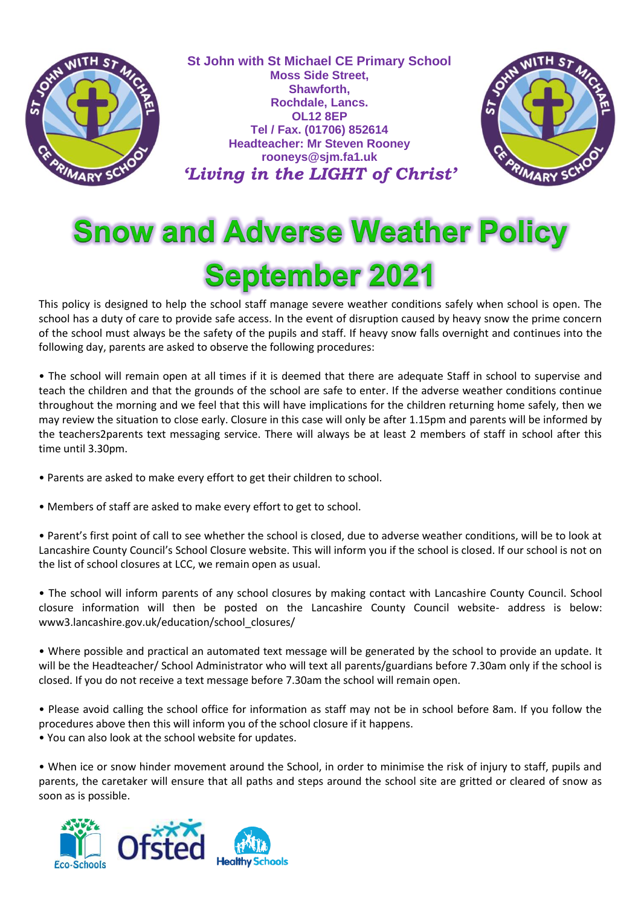**St John with St Michael CE Primary School**
**Moss Side Street,**
**Shawforth,**
**Rochdale, Lancs.**
**OL12 8EP**
**Tel / Fax. (01706) 852614**
**Headteacher: Mr Steven Rooney**
**rooneys@sjm.fa1.uk**

***'Living in the LIGHT of Christ'***

# Snow and Adverse Weather Policy September 2021

This policy is designed to help the school staff manage severe weather conditions safely when school is open. The school has a duty of care to provide safe access. In the event of disruption caused by heavy snow the prime concern of the school must always be the safety of the pupils and staff. If heavy snow falls overnight and continues into the following day, parents are asked to observe the following procedures:

• The school will remain open at all times if it is deemed that there are adequate Staff in school to supervise and teach the children and that the grounds of the school are safe to enter. If the adverse weather conditions continue throughout the morning and we feel that this will have implications for the children returning home safely, then we may review the situation to close early. Closure in this case will only be after 1.15pm and parents will be informed by the teachers2parents text messaging service. There will always be at least 2 members of staff in school after this time until 3.30pm.

• Parents are asked to make every effort to get their children to school.

• Members of staff are asked to make every effort to get to school.

• Parent's first point of call to see whether the school is closed, due to adverse weather conditions, will be to look at Lancashire County Council's School Closure website. This will inform you if the school is closed. If our school is not on the list of school closures at LCC, we remain open as usual.

• The school will inform parents of any school closures by making contact with Lancashire County Council. School closure information will then be posted on the Lancashire County Council website- address is below: www3.lancashire.gov.uk/education/school_closures/

• Where possible and practical an automated text message will be generated by the school to provide an update. It will be the Headteacher/ School Administrator who will text all parents/guardians before 7.30am only if the school is closed. If you do not receive a text message before 7.30am the school will remain open.

• Please avoid calling the school office for information as staff may not be in school before 8am. If you follow the procedures above then this will inform you of the school closure if it happens.

• You can also look at the school website for updates.

• When ice or snow hinder movement around the School, in order to minimise the risk of injury to staff, pupils and parents, the caretaker will ensure that all paths and steps around the school site are gritted or cleared of snow as soon as is possible.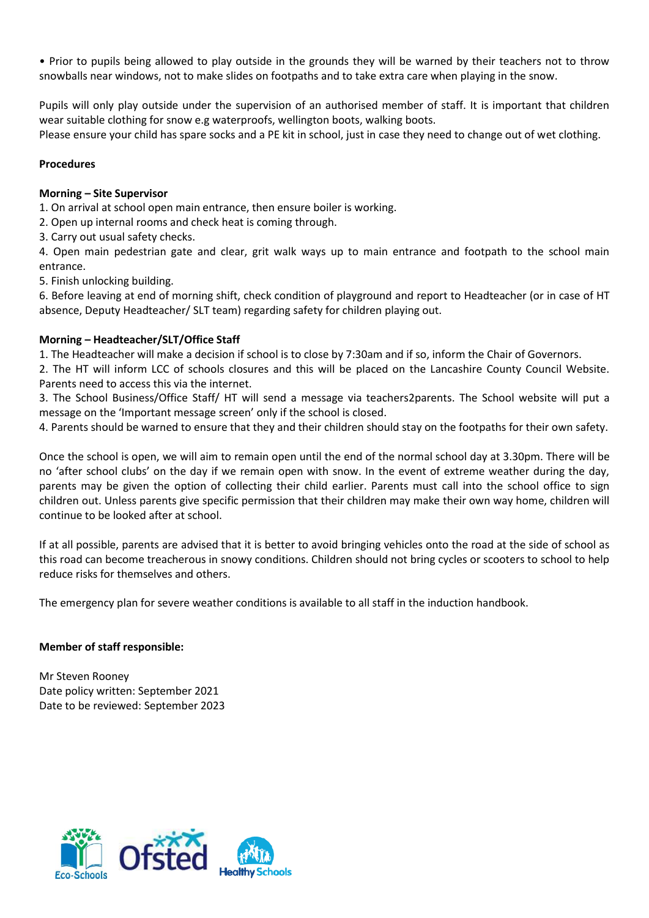• Prior to pupils being allowed to play outside in the grounds they will be warned by their teachers not to throw snowballs near windows, not to make slides on footpaths and to take extra care when playing in the snow.

Pupils will only play outside under the supervision of an authorised member of staff. It is important that children wear suitable clothing for snow e.g waterproofs, wellington boots, walking boots.
Please ensure your child has spare socks and a PE kit in school, just in case they need to change out of wet clothing.

**Procedures**

**Morning – Site Supervisor**

1. On arrival at school open main entrance, then ensure boiler is working.
2. Open up internal rooms and check heat is coming through.
3. Carry out usual safety checks.
4. Open main pedestrian gate and clear, grit walk ways up to main entrance and footpath to the school main entrance.
5. Finish unlocking building.
6. Before leaving at end of morning shift, check condition of playground and report to Headteacher (or in case of HT absence, Deputy Headteacher/ SLT team) regarding safety for children playing out.

**Morning – Headteacher/SLT/Office Staff**

1. The Headteacher will make a decision if school is to close by 7:30am and if so, inform the Chair of Governors.
2. The HT will inform LCC of schools closures and this will be placed on the Lancashire County Council Website. Parents need to access this via the internet.
3. The School Business/Office Staff/ HT will send a message via teachers2parents. The School website will put a message on the 'Important message screen' only if the school is closed.
4. Parents should be warned to ensure that they and their children should stay on the footpaths for their own safety.

Once the school is open, we will aim to remain open until the end of the normal school day at 3.30pm. There will be no 'after school clubs' on the day if we remain open with snow. In the event of extreme weather during the day, parents may be given the option of collecting their child earlier. Parents must call into the school office to sign children out. Unless parents give specific permission that their children may make their own way home, children will continue to be looked after at school.

If at all possible, parents are advised that it is better to avoid bringing vehicles onto the road at the side of school as this road can become treacherous in snowy conditions. Children should not bring cycles or scooters to school to help reduce risks for themselves and others.

The emergency plan for severe weather conditions is available to all staff in the induction handbook.

**Member of staff responsible:**

Mr Steven Rooney
Date policy written: September 2021
Date to be reviewed: September 2023